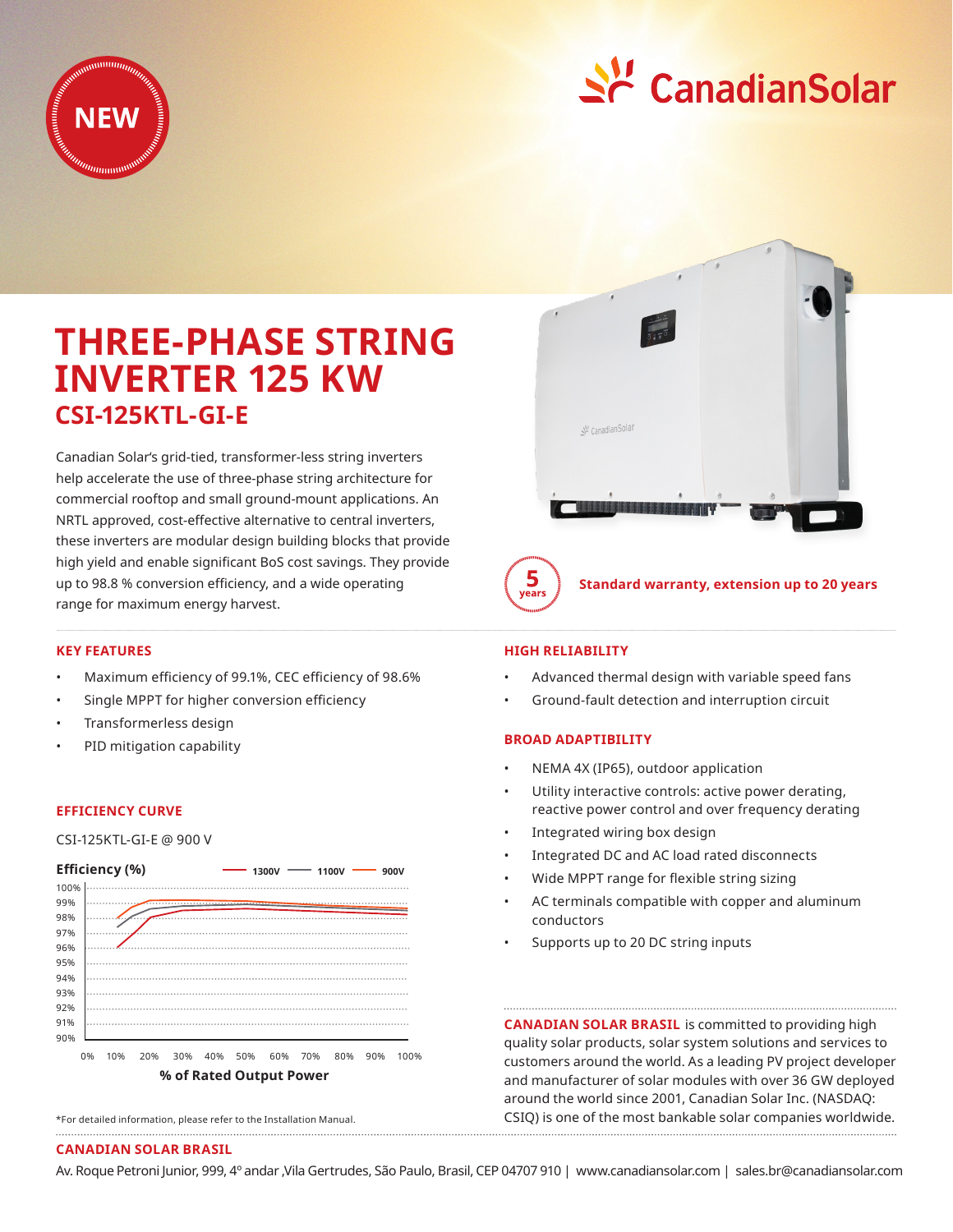NEW

# THREE-PHASE STRING INVERTER 125 KW

## CSI-125KTL-GI-E

Canadian Solar's grid-tied, transformer-less string inverters help accelerate the use of three-phase string architecture for commercial rooftop and small ground-mount applications. An NRTL approved, cost-effective alternative to central inverters, these inverters are modular design building blocks that provide high yield and enable significant BoS cost savings. They provide up to 98.8 % conversion efficiency, and a wide operating range for maximum energy harvest.

**5 years** — Standard warranty, extension up to 20 years

### KEY FEATURES

- Maximum efficiency of 99.1%, CEC efficiency of 98.6%
- Single MPPT for higher conversion efficiency
- Transformerless design
- PID mitigation capability

### EFFICIENCY CURVE

CSI-125KTL-GI-E @ 900 V

Efficiency (%) — 1300V — 1100V — 900V

% of Rated Output Power

### HIGH RELIABILITY

- Advanced thermal design with variable speed fans
- Ground-fault detection and interruption circuit

### BROAD ADAPTIBILITY

- NEMA 4X (IP65), outdoor application
- Utility interactive controls: active power derating, reactive power control and over frequency derating
- Integrated wiring box design
- Integrated DC and AC load rated disconnects
- Wide MPPT range for flexible string sizing
- AC terminals compatible with copper and aluminum conductors
- Supports up to 20 DC string inputs

**CANADIAN SOLAR BRASIL** is committed to providing high quality solar products, solar system solutions and services to customers around the world. As a leading PV project developer and manufacturer of solar modules with over 36 GW deployed around the world since 2001, Canadian Solar Inc. (NASDAQ: CSIQ) is one of the most bankable solar companies worldwide.

*For detailed information, please refer to the Installation Manual.

**CANADIAN SOLAR BRASIL**

Av. Roque Petroni Junior, 999, 4º andar ,Vila Gertrudes, São Paulo, Brasil, CEP 04707 910 | www.canadiansolar.com | sales.br@canadiansolar.com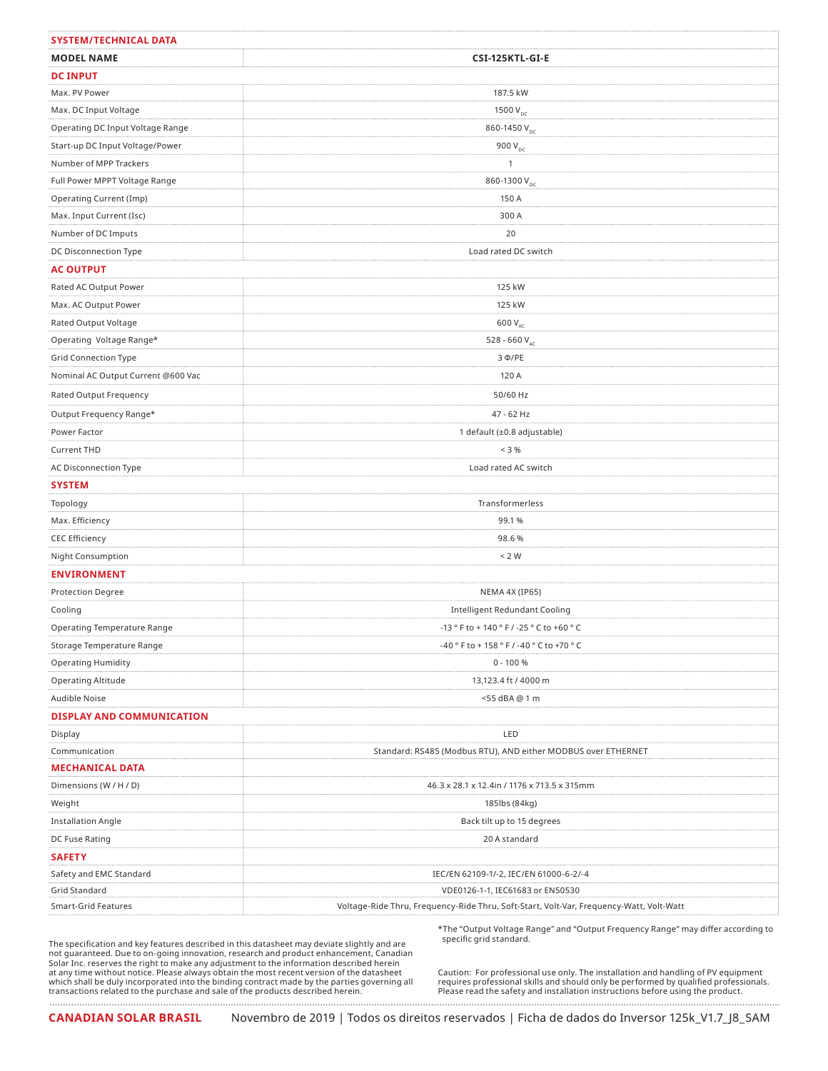| SYSTEM/TECHNICAL DATA | |
|---|---|
| **MODEL NAME** | **CSI-125KTL-GI-E** |
| **DC INPUT** | |
| Max. PV Power | 187.5 kW |
| Max. DC Input Voltage | 1500 $V_{DC}$ |
| Operating DC Input Voltage Range | 860-1450 $V_{DC}$ |
| Start-up DC Input Voltage/Power | 900 $V_{DC}$ |
| Number of MPP Trackers | 1 |
| Full Power MPPT Voltage Range | 860-1300 $V_{DC}$ |
| Operating Current (Imp) | 150 A |
| Max. Input Current (Isc) | 300 A |
| Number of DC Imputs | 20 |
| DC Disconnection Type | Load rated DC switch |
| **AC OUTPUT** | |
| Rated AC Output Power | 125 kW |
| Max. AC Output Power | 125 kW |
| Rated Output Voltage | 600 $V_{AC}$ |
| Operating Voltage Range* | 528 - 660 $V_{AC}$ |
| Grid Connection Type | 3 Φ/PE |
| Nominal AC Output Current @600 Vac | 120 A |
| Rated Output Frequency | 50/60 Hz |
| Output Frequency Range* | 47 - 62 Hz |
| Power Factor | 1 default (±0.8 adjustable) |
| Current THD | < 3 % |
| AC Disconnection Type | Load rated AC switch |
| **SYSTEM** | |
| Topology | Transformerless |
| Max. Efficiency | 99.1 % |
| CEC Efficiency | 98.6 % |
| Night Consumption | < 2 W |
| **ENVIRONMENT** | |
| Protection Degree | NEMA 4X (IP65) |
| Cooling | Intelligent Redundant Cooling |
| Operating Temperature Range | -13 ° F to + 140 ° F / -25 ° C to +60 ° C |
| Storage Temperature Range | -40 ° F to + 158 ° F / -40 ° C to +70 ° C |
| Operating Humidity | 0 - 100 % |
| Operating Altitude | 13,123.4 ft / 4000 m |
| Audible Noise | <55 dBA @ 1 m |
| **DISPLAY AND COMMUNICATION** | |
| Display | LED |
| Communication | Standard: RS485 (Modbus RTU), AND either MODBUS over ETHERNET |
| **MECHANICAL DATA** | |
| Dimensions (W / H / D) | 46.3 x 28.1 x 12.4in / 1176 x 713.5 x 315mm |
| Weight | 185lbs (84kg) |
| Installation Angle | Back tilt up to 15 degrees |
| DC Fuse Rating | 20 A standard |
| **SAFETY** | |
| Safety and EMC Standard | IEC/EN 62109-1/-2, IEC/EN 61000-6-2/-4 |
| Grid Standard | VDE0126-1-1, IEC61683 or EN50530 |
| Smart-Grid Features | Voltage-Ride Thru, Frequency-Ride Thru, Soft-Start, Volt-Var, Frequency-Watt, Volt-Watt |

The specification and key features described in this datasheet may deviate slightly and are not guaranteed. Due to on-going innovation, research and product enhancement, Canadian Solar Inc. reserves the right to make any adjustment to the information described herein at any time without notice. Please always obtain the most recent version of the datasheet which shall be duly incorporated into the binding contract made by the parties governing all transactions related to the purchase and sale of the products described herein.

*The "Output Voltage Range" and "Output Frequency Range" may differ according to specific grid standard.

Caution: For professional use only. The installation and handling of PV equipment requires professional skills and should only be performed by qualified professionals. Please read the safety and installation instructions before using the product.

**CANADIAN SOLAR BRASIL** Novembro de 2019 | Todos os direitos reservados | Ficha de dados do Inversor 125k_V1.7_J8_SAM